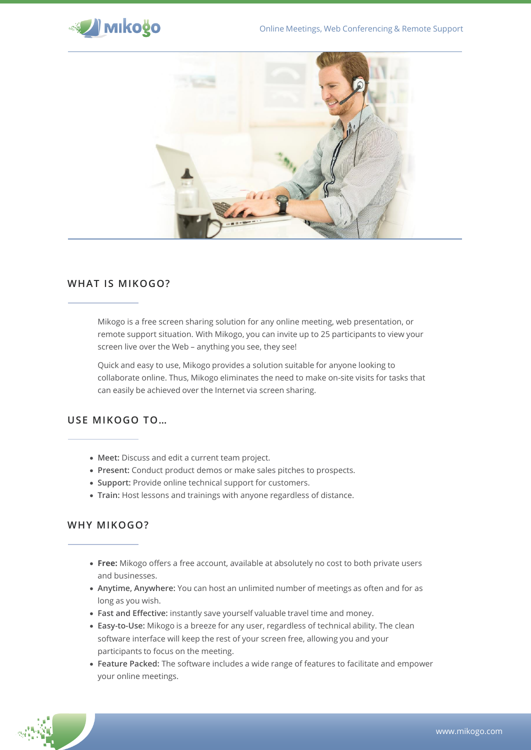## WHAT IS MIKOGO?

Mikogo is a free screen sharing solution for any online meeting, web presentation, or remote support situation. With Mikogo, you can invite up to 25 participants to view your screen live over the Web – anything you see, they see!

Quick and easy to use, Mikogo provides a solution suitable for anyone looking to collaborate online. Thus, Mikogo eliminates the need to make on-site visits for tasks that can easily be achieved over the Internet via screen sharing.

## USE MIKOGO TO...

- **Meet:** Discuss and edit a current team project.
- **Present:** Conduct product demos or make sales pitches to prospects.
- **Support:** Provide online technical support for customers.
- **Train:** Host lessons and trainings with anyone regardless of distance.

## WHY MIKOGO?

- **Free:** Mikogo offers a free account, available at absolutely no cost to both private users and businesses.
- **Anytime, Anywhere:** You can host an unlimited number of meetings as often and for as long as you wish.
- **Fast and Effective:** instantly save yourself valuable travel time and money.
- **Easy-to-Use:** Mikogo is a breeze for any user, regardless of technical ability. The clean software interface will keep the rest of your screen free, allowing you and your participants to focus on the meeting.
- **Feature Packed:** The software includes a wide range of features to facilitate and empower your online meetings.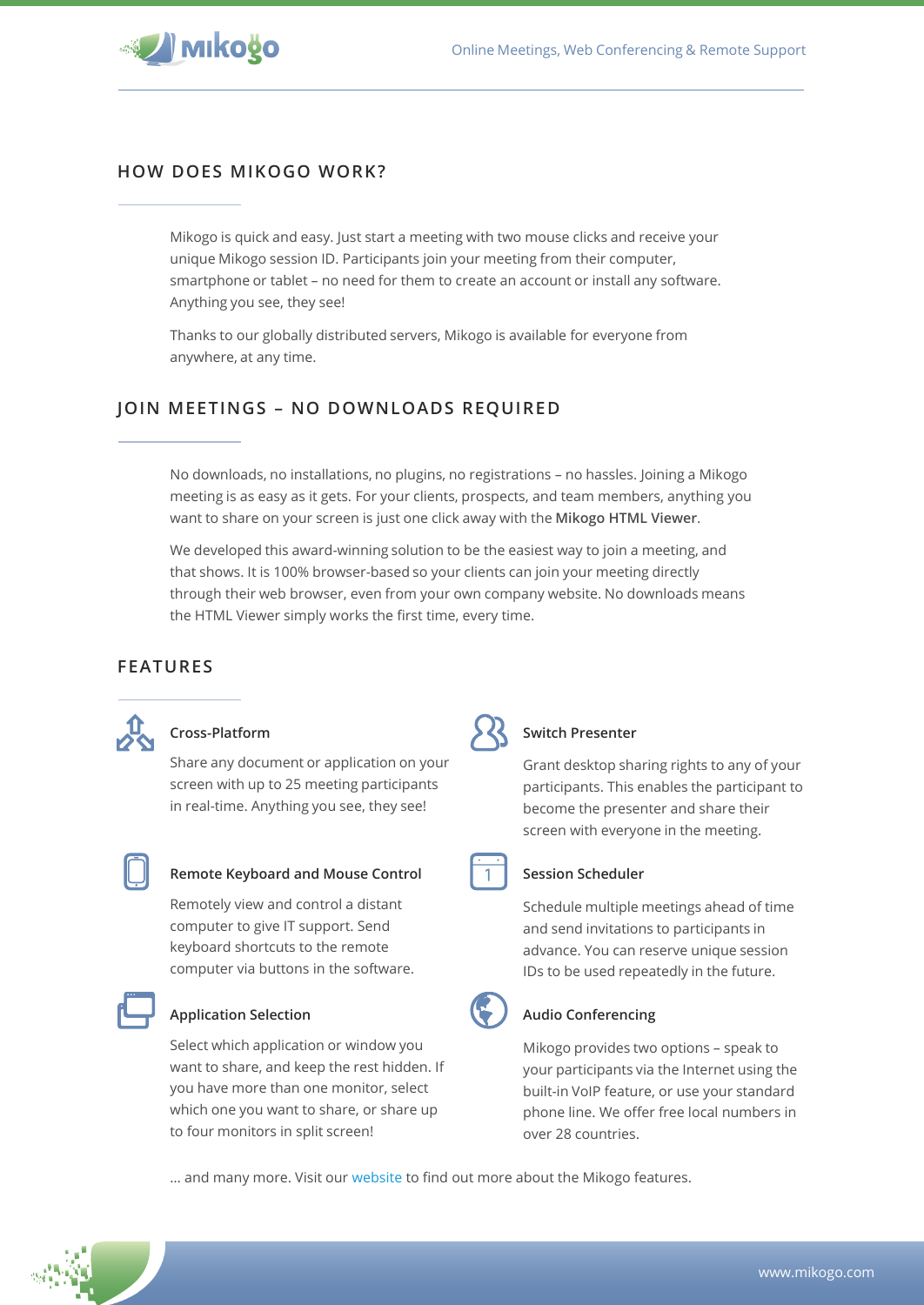## HOW DOES MIKOGO WORK?

Mikogo is quick and easy. Just start a meeting with two mouse clicks and receive your unique Mikogo session ID. Participants join your meeting from their computer, smartphone or tablet – no need for them to create an account or install any software. Anything you see, they see!

Thanks to our globally distributed servers, Mikogo is available for everyone from anywhere, at any time.

## JOIN MEETINGS – NO DOWNLOADS REQUIRED

No downloads, no installations, no plugins, no registrations – no hassles. Joining a Mikogo meeting is as easy as it gets. For your clients, prospects, and team members, anything you want to share on your screen is just one click away with the **Mikogo HTML Viewer**.

We developed this award-winning solution to be the easiest way to join a meeting, and that shows. It is 100% browser-based so your clients can join your meeting directly through their web browser, even from your own company website. No downloads means the HTML Viewer simply works the first time, every time.

## FEATURES

### Cross-Platform

Share any document or application on your screen with up to 25 meeting participants in real-time. Anything you see, they see!

### Remote Keyboard and Mouse Control

Remotely view and control a distant computer to give IT support. Send keyboard shortcuts to the remote computer via buttons in the software.

### Application Selection

Select which application or window you want to share, and keep the rest hidden. If you have more than one monitor, select which one you want to share, or share up to four monitors in split screen!

### Switch Presenter

Grant desktop sharing rights to any of your participants. This enables the participant to become the presenter and share their screen with everyone in the meeting.

### Session Scheduler

Schedule multiple meetings ahead of time and send invitations to participants in advance. You can reserve unique session IDs to be used repeatedly in the future.

### Audio Conferencing

Mikogo provides two options – speak to your participants via the Internet using the built-in VoIP feature, or use your standard phone line. We offer free local numbers in over 28 countries.

... and many more. Visit our website to find out more about the Mikogo features.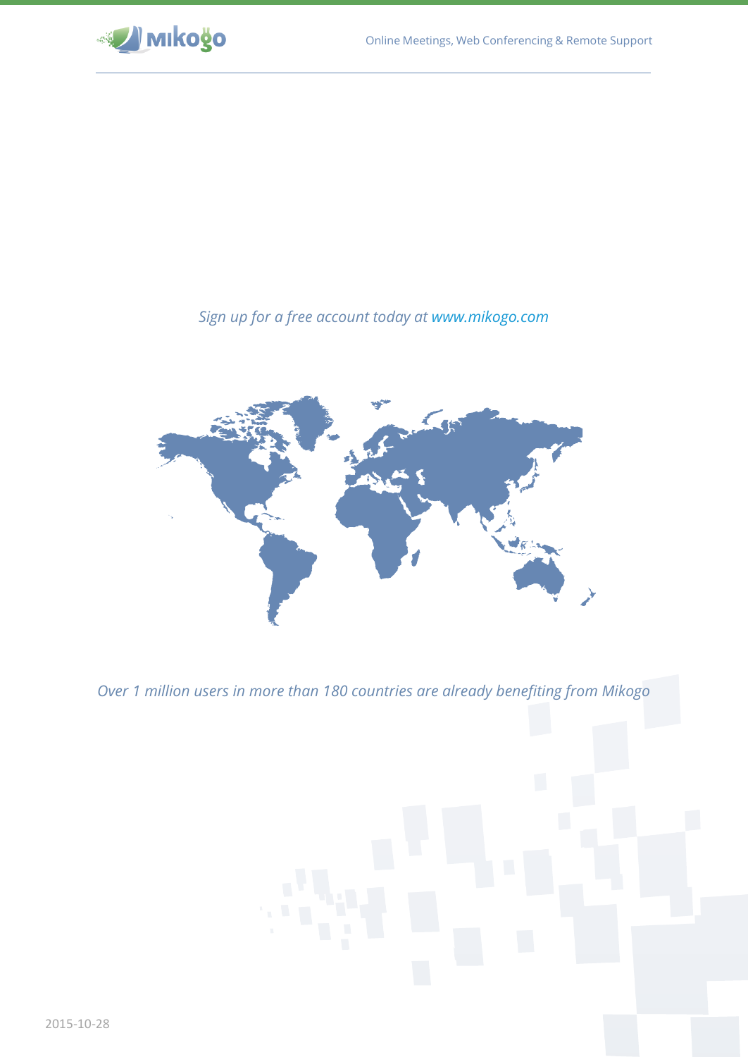*Sign up for a free account today at www.mikogo.com*

*Over 1 million users in more than 180 countries are already benefiting from Mikogo*

2015-10-28